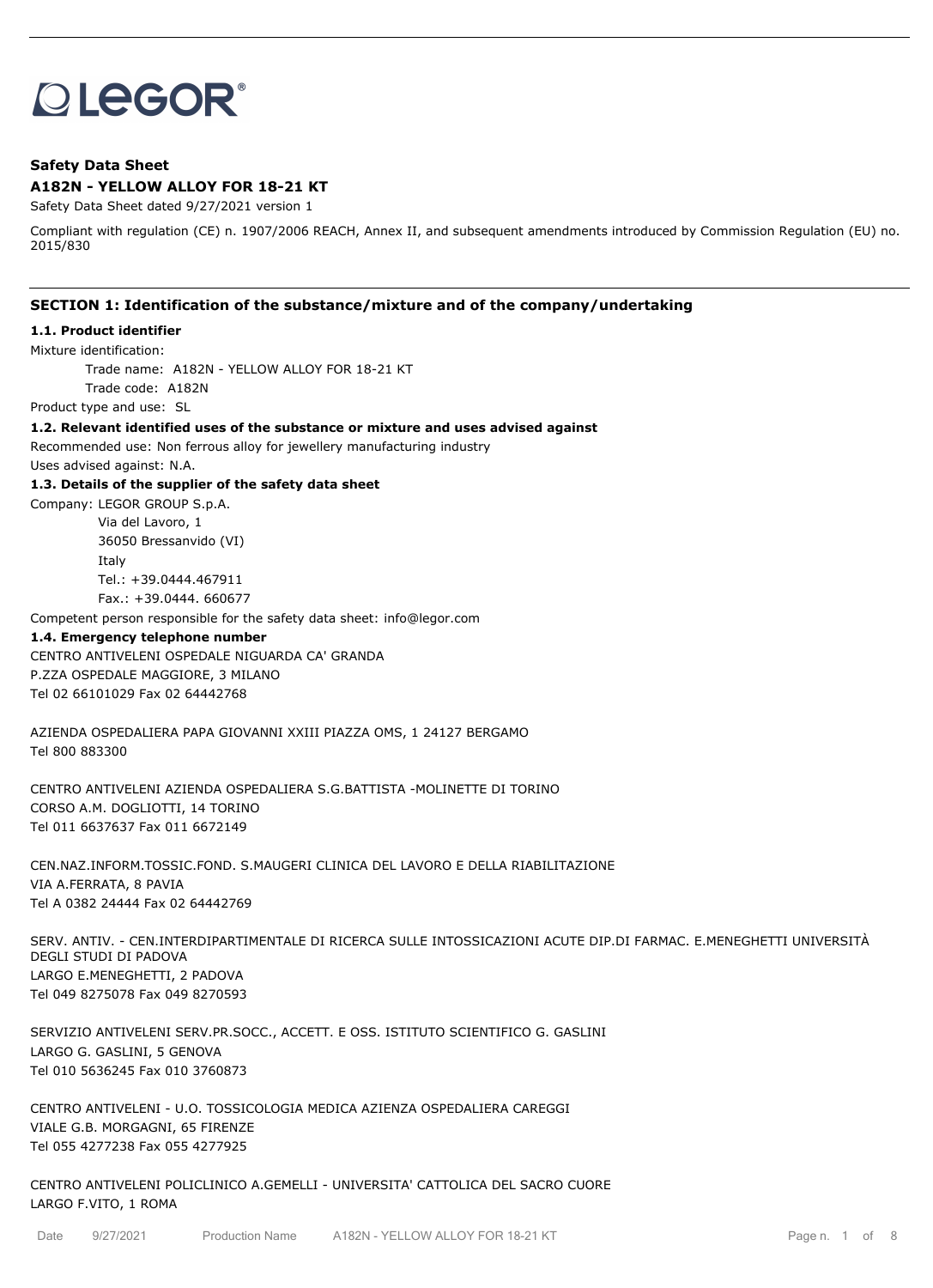LEGOR®

**Safety Data Sheet**

**A182N - YELLOW ALLOY FOR 18-21 KT**

Safety Data Sheet dated 9/27/2021 version 1

Compliant with regulation (CE) n. 1907/2006 REACH, Annex II, and subsequent amendments introduced by Commission Regulation (EU) no. 2015/830

## SECTION 1: Identification of the substance/mixture and of the company/undertaking

### 1.1. Product identifier

Mixture identification:

Trade name: A182N - YELLOW ALLOY FOR 18-21 KT

Trade code: A182N

Product type and use: SL

### 1.2. Relevant identified uses of the substance or mixture and uses advised against

Recommended use: Non ferrous alloy for jewellery manufacturing industry

Uses advised against: N.A.

### 1.3. Details of the supplier of the safety data sheet

Company: LEGOR GROUP S.p.A.
Via del Lavoro, 1
36050 Bressanvido (VI)
Italy
Tel.: +39.0444.467911
Fax.: +39.0444. 660677

Competent person responsible for the safety data sheet: info@legor.com

### 1.4. Emergency telephone number

CENTRO ANTIVELENI OSPEDALE NIGUARDA CA' GRANDA
P.ZZA OSPEDALE MAGGIORE, 3 MILANO
Tel 02 66101029 Fax 02 64442768

AZIENDA OSPEDALIERA PAPA GIOVANNI XXIII PIAZZA OMS, 1 24127 BERGAMO
Tel 800 883300

CENTRO ANTIVELENI AZIENDA OSPEDALIERA S.G.BATTISTA -MOLINETTE DI TORINO
CORSO A.M. DOGLIOTTI, 14 TORINO
Tel 011 6637637 Fax 011 6672149

CEN.NAZ.INFORM.TOSSIC.FOND. S.MAUGERI CLINICA DEL LAVORO E DELLA RIABILITAZIONE
VIA A.FERRATA, 8 PAVIA
Tel A 0382 24444 Fax 02 64442769

SERV. ANTIV. - CEN.INTERDIPARTIMENTALE DI RICERCA SULLE INTOSSICAZIONI ACUTE DIP.DI FARMAC. E.MENEGHETTI UNIVERSITÀ DEGLI STUDI DI PADOVA
LARGO E.MENEGHETTI, 2 PADOVA
Tel 049 8275078 Fax 049 8270593

SERVIZIO ANTIVELENI SERV.PR.SOCC., ACCETT. E OSS. ISTITUTO SCIENTIFICO G. GASLINI
LARGO G. GASLINI, 5 GENOVA
Tel 010 5636245 Fax 010 3760873

CENTRO ANTIVELENI - U.O. TOSSICOLOGIA MEDICA AZIENZA OSPEDALIERA CAREGGI
VIALE G.B. MORGAGNI, 65 FIRENZE
Tel 055 4277238 Fax 055 4277925

CENTRO ANTIVELENI POLICLINICO A.GEMELLI - UNIVERSITA' CATTOLICA DEL SACRO CUORE
LARGO F.VITO, 1 ROMA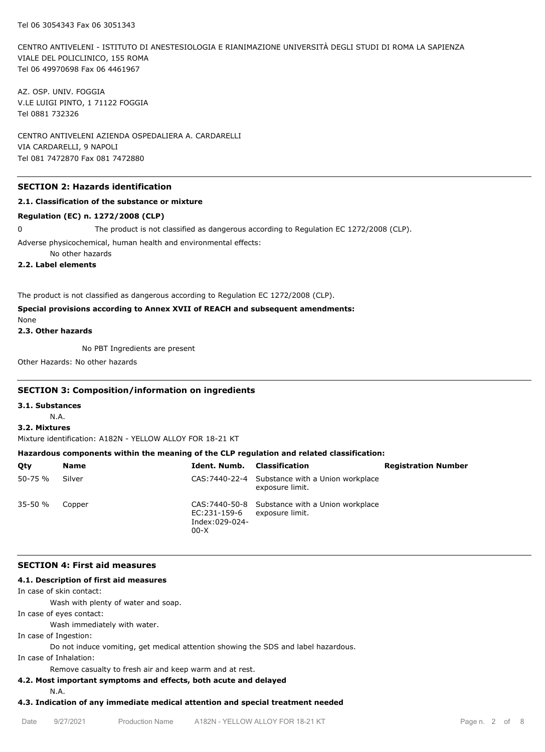Tel 06 3054343 Fax 06 3051343

CENTRO ANTIVELENI - ISTITUTO DI ANESTESIOLOGIA E RIANIMAZIONE UNIVERSITÀ DEGLI STUDI DI ROMA LA SAPIENZA
VIALE DEL POLICLINICO, 155 ROMA
Tel 06 49970698 Fax 06 4461967

AZ. OSP. UNIV. FOGGIA
V.LE LUIGI PINTO, 1 71122 FOGGIA
Tel 0881 732326

CENTRO ANTIVELENI AZIENDA OSPEDALIERA A. CARDARELLI
VIA CARDARELLI, 9 NAPOLI
Tel 081 7472870 Fax 081 7472880

## SECTION 2: Hazards identification

### 2.1. Classification of the substance or mixture

**Regulation (EC) n. 1272/2008 (CLP)**

0 The product is not classified as dangerous according to Regulation EC 1272/2008 (CLP).

Adverse physicochemical, human health and environmental effects:

No other hazards

### 2.2. Label elements

The product is not classified as dangerous according to Regulation EC 1272/2008 (CLP).

**Special provisions according to Annex XVII of REACH and subsequent amendments:**

None

### 2.3. Other hazards

No PBT Ingredients are present

Other Hazards: No other hazards

## SECTION 3: Composition/information on ingredients

### 3.1. Substances

N.A.

### 3.2. Mixtures

Mixture identification: A182N - YELLOW ALLOY FOR 18-21 KT

**Hazardous components within the meaning of the CLP regulation and related classification:**

| Qty | Name | Ident. Numb. | Classification | Registration Number |
|---|---|---|---|---|
| 50-75 % | Silver | CAS:7440-22-4 | Substance with a Union workplace exposure limit. | |
| 35-50 % | Copper | CAS:7440-50-8 EC:231-159-6 Index:029-024-00-X | Substance with a Union workplace exposure limit. | |

## SECTION 4: First aid measures

### 4.1. Description of first aid measures

In case of skin contact:

Wash with plenty of water and soap.

In case of eyes contact:

Wash immediately with water.

In case of Ingestion:

Do not induce vomiting, get medical attention showing the SDS and label hazardous.

In case of Inhalation:

Remove casualty to fresh air and keep warm and at rest.

### 4.2. Most important symptoms and effects, both acute and delayed

N.A.

### 4.3. Indication of any immediate medical attention and special treatment needed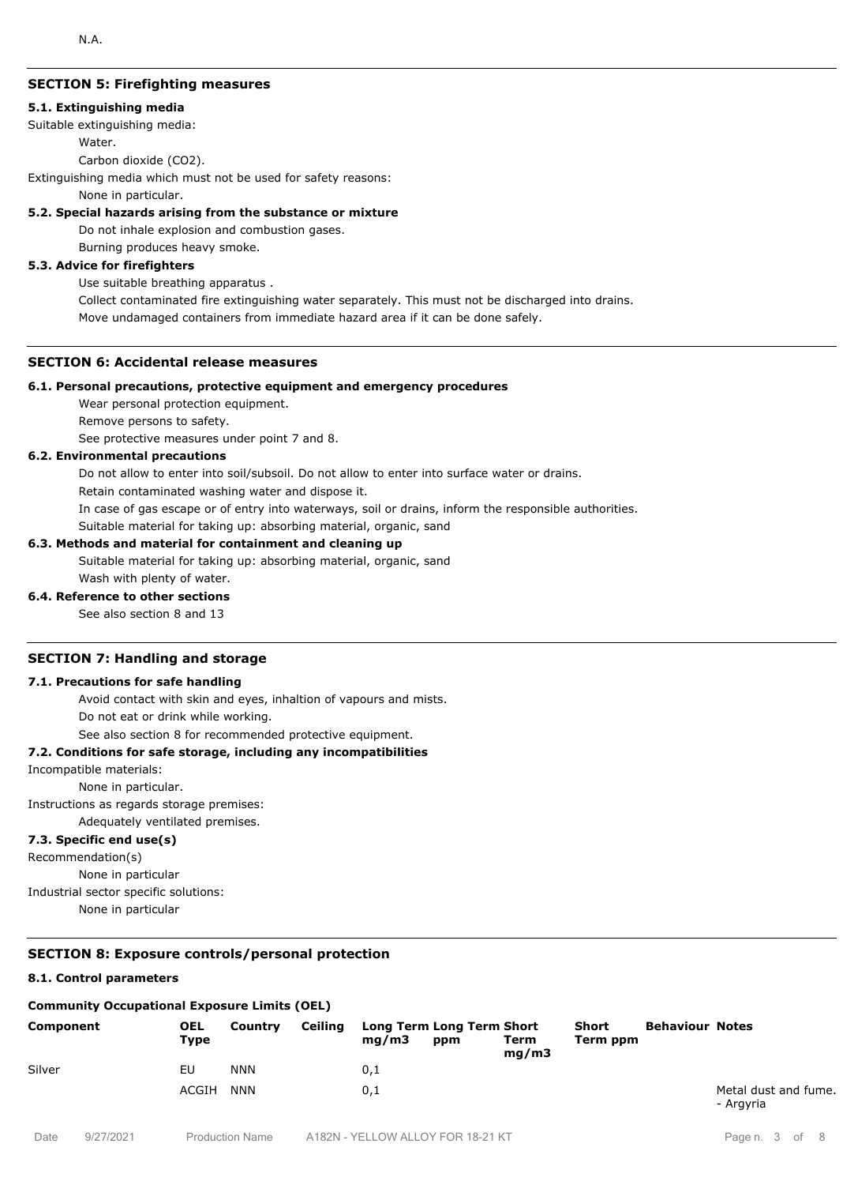N.A.

## SECTION 5: Firefighting measures

### 5.1. Extinguishing media

Suitable extinguishing media:

Water.

Carbon dioxide ($CO_2$).

Extinguishing media which must not be used for safety reasons:

None in particular.

### 5.2. Special hazards arising from the substance or mixture

Do not inhale explosion and combustion gases.

Burning produces heavy smoke.

### 5.3. Advice for firefighters

Use suitable breathing apparatus .

Collect contaminated fire extinguishing water separately. This must not be discharged into drains.

Move undamaged containers from immediate hazard area if it can be done safely.

## SECTION 6: Accidental release measures

### 6.1. Personal precautions, protective equipment and emergency procedures

Wear personal protection equipment.

Remove persons to safety.

See protective measures under point 7 and 8.

### 6.2. Environmental precautions

Do not allow to enter into soil/subsoil. Do not allow to enter into surface water or drains.

Retain contaminated washing water and dispose it.

In case of gas escape or of entry into waterways, soil or drains, inform the responsible authorities.

Suitable material for taking up: absorbing material, organic, sand

### 6.3. Methods and material for containment and cleaning up

Suitable material for taking up: absorbing material, organic, sand

Wash with plenty of water.

### 6.4. Reference to other sections

See also section 8 and 13

## SECTION 7: Handling and storage

### 7.1. Precautions for safe handling

Avoid contact with skin and eyes, inhaltion of vapours and mists.

Do not eat or drink while working.

See also section 8 for recommended protective equipment.

### 7.2. Conditions for safe storage, including any incompatibilities

Incompatible materials:

None in particular.

Instructions as regards storage premises:

Adequately ventilated premises.

### 7.3. Specific end use(s)

Recommendation(s)

None in particular

Industrial sector specific solutions:

None in particular

## SECTION 8: Exposure controls/personal protection

### 8.1. Control parameters

**Community Occupational Exposure Limits (OEL)**

| Component | OEL Type | Country | Ceiling | Long Term mg/m3 | Long Term ppm | Short Term mg/m3 | Short Term ppm | Behaviour | Notes |
|---|---|---|---|---|---|---|---|---|---|
| Silver | EU | NNN | | 0,1 | | | | | |
| | ACGIH | NNN | | 0,1 | | | | | Metal dust and fume. - Argyria |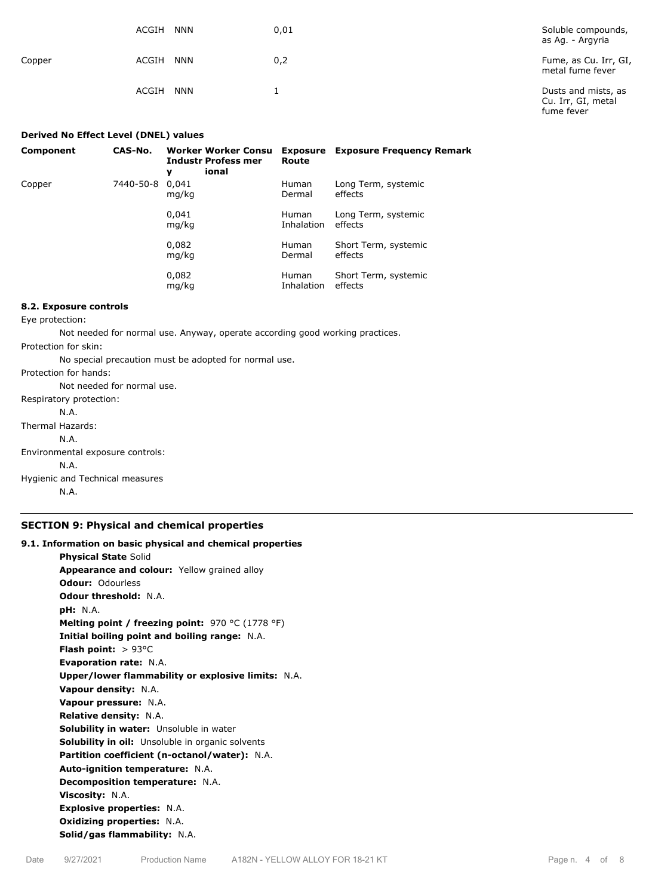| | ACGIH | NNN | 0,01 | Soluble compounds, as Ag. - Argyria |
|---|---|---|---|---|
| Copper | ACGIH | NNN | 0,2 | Fume, as Cu. Irr, GI, metal fume fever |
| | ACGIH | NNN | 1 | Dusts and mists, as Cu. Irr, GI, metal fume fever |

**Derived No Effect Level (DNEL) values**

| Component | CAS-No. | Worker Industry | Worker Professional | Consumer | Exposure Route | Exposure Frequency | Remark |
|---|---|---|---|---|---|---|---|
| Copper | 7440-50-8 | 0,041 mg/kg | | | Human Dermal | Long Term, systemic effects | |
| | | 0,041 mg/kg | | | Human Inhalation | Long Term, systemic effects | |
| | | 0,082 mg/kg | | | Human Dermal | Short Term, systemic effects | |
| | | 0,082 mg/kg | | | Human Inhalation | Short Term, systemic effects | |

**8.2. Exposure controls**

Eye protection:

Not needed for normal use. Anyway, operate according good working practices.

Protection for skin:

No special precaution must be adopted for normal use.

Protection for hands:

Not needed for normal use.

Respiratory protection:

N.A.

Thermal Hazards:

N.A.

Environmental exposure controls:

N.A.

Hygienic and Technical measures

N.A.

## SECTION 9: Physical and chemical properties

**9.1. Information on basic physical and chemical properties**

**Physical State** Solid
**Appearance and colour:** Yellow grained alloy
**Odour:** Odourless
**Odour threshold:** N.A.
**pH:** N.A.
**Melting point / freezing point:** 970 °C (1778 °F)
**Initial boiling point and boiling range:** N.A.
**Flash point:** > 93°C
**Evaporation rate:** N.A.
**Upper/lower flammability or explosive limits:** N.A.
**Vapour density:** N.A.
**Vapour pressure:** N.A.
**Relative density:** N.A.
**Solubility in water:** Unsoluble in water
**Solubility in oil:** Unsoluble in organic solvents
**Partition coefficient (n-octanol/water):** N.A.
**Auto-ignition temperature:** N.A.
**Decomposition temperature:** N.A.
**Viscosity:** N.A.
**Explosive properties:** N.A.
**Oxidizing properties:** N.A.
**Solid/gas flammability:** N.A.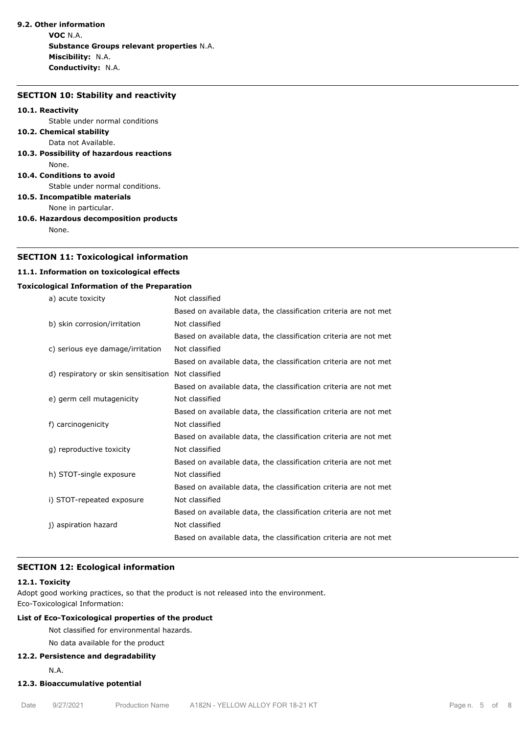**9.2. Other information**

**VOC** N.A.
**Substance Groups relevant properties** N.A.
**Miscibility:** N.A.
**Conductivity:** N.A.

## SECTION 10: Stability and reactivity

**10.1. Reactivity**

Stable under normal conditions

**10.2. Chemical stability**

Data not Available.

**10.3. Possibility of hazardous reactions**

None.

**10.4. Conditions to avoid**

Stable under normal conditions.

**10.5. Incompatible materials**

None in particular.

**10.6. Hazardous decomposition products**

None.

## SECTION 11: Toxicological information

**11.1. Information on toxicological effects**

**Toxicological Information of the Preparation**

| | |
|---|---|
| a) acute toxicity | Not classified |
| | Based on available data, the classification criteria are not met |
| b) skin corrosion/irritation | Not classified |
| | Based on available data, the classification criteria are not met |
| c) serious eye damage/irritation | Not classified |
| | Based on available data, the classification criteria are not met |
| d) respiratory or skin sensitisation | Not classified |
| | Based on available data, the classification criteria are not met |
| e) germ cell mutagenicity | Not classified |
| | Based on available data, the classification criteria are not met |
| f) carcinogenicity | Not classified |
| | Based on available data, the classification criteria are not met |
| g) reproductive toxicity | Not classified |
| | Based on available data, the classification criteria are not met |
| h) STOT-single exposure | Not classified |
| | Based on available data, the classification criteria are not met |
| i) STOT-repeated exposure | Not classified |
| | Based on available data, the classification criteria are not met |
| j) aspiration hazard | Not classified |
| | Based on available data, the classification criteria are not met |

## SECTION 12: Ecological information

**12.1. Toxicity**

Adopt good working practices, so that the product is not released into the environment.
Eco-Toxicological Information:

**List of Eco-Toxicological properties of the product**

Not classified for environmental hazards.

No data available for the product

**12.2. Persistence and degradability**

N.A.

**12.3. Bioaccumulative potential**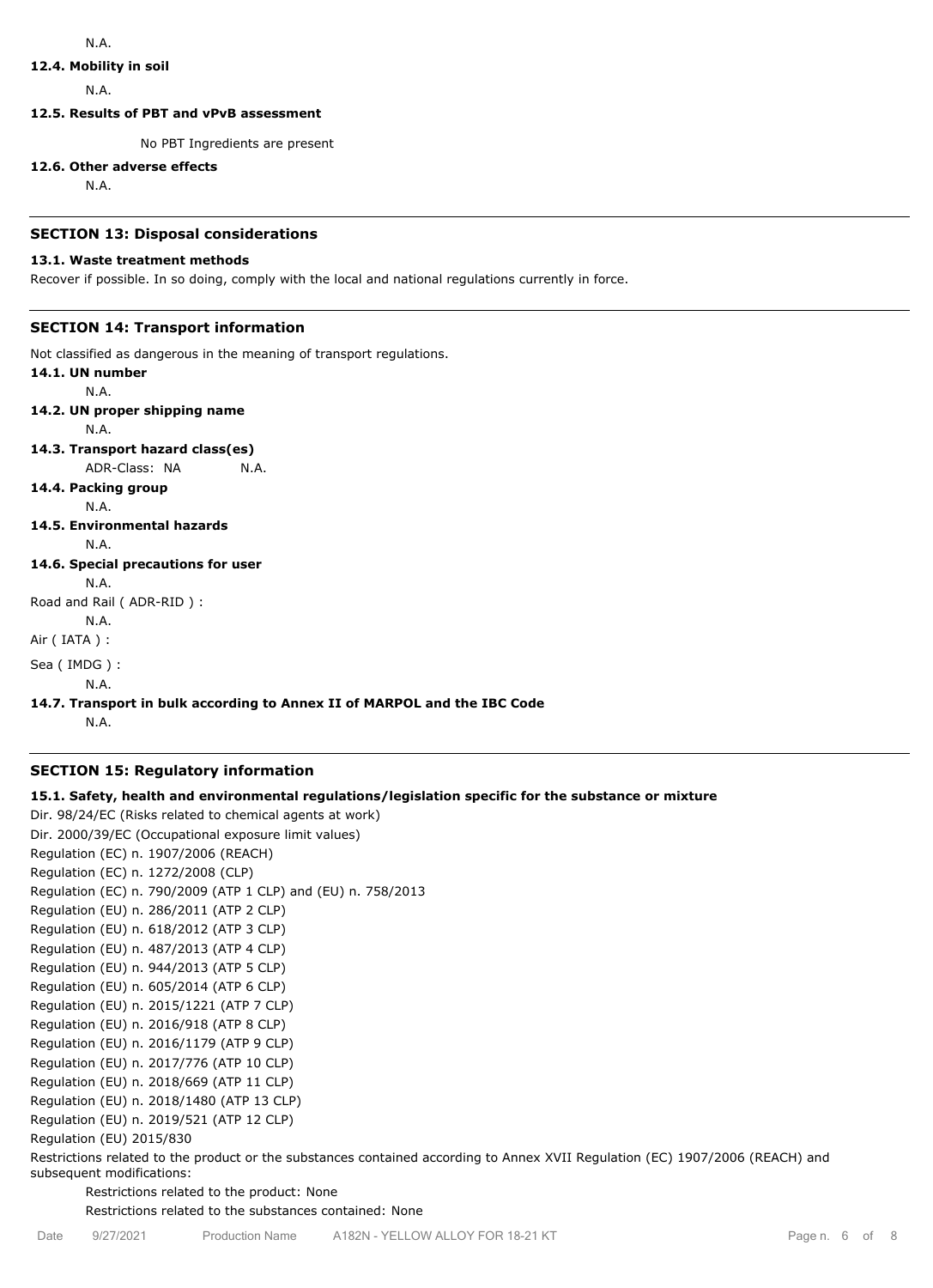N.A.

**12.4. Mobility in soil**

N.A.

**12.5. Results of PBT and vPvB assessment**

No PBT Ingredients are present

**12.6. Other adverse effects**

N.A.

## SECTION 13: Disposal considerations

**13.1. Waste treatment methods**

Recover if possible. In so doing, comply with the local and national regulations currently in force.

## SECTION 14: Transport information

Not classified as dangerous in the meaning of transport regulations.

**14.1. UN number**

N.A.

**14.2. UN proper shipping name**

N.A.

**14.3. Transport hazard class(es)**

ADR-Class: NA N.A.

**14.4. Packing group**

N.A.

**14.5. Environmental hazards**

N.A.

**14.6. Special precautions for user**

N.A.

Road and Rail ( ADR-RID ) :

N.A.

Air ( IATA ) :

Sea ( IMDG ) :

N.A.

**14.7. Transport in bulk according to Annex II of MARPOL and the IBC Code**

N.A.

## SECTION 15: Regulatory information

**15.1. Safety, health and environmental regulations/legislation specific for the substance or mixture**

Dir. 98/24/EC (Risks related to chemical agents at work)
Dir. 2000/39/EC (Occupational exposure limit values)
Regulation (EC) n. 1907/2006 (REACH)
Regulation (EC) n. 1272/2008 (CLP)
Regulation (EC) n. 790/2009 (ATP 1 CLP) and (EU) n. 758/2013
Regulation (EU) n. 286/2011 (ATP 2 CLP)
Regulation (EU) n. 618/2012 (ATP 3 CLP)
Regulation (EU) n. 487/2013 (ATP 4 CLP)
Regulation (EU) n. 944/2013 (ATP 5 CLP)
Regulation (EU) n. 605/2014 (ATP 6 CLP)
Regulation (EU) n. 2015/1221 (ATP 7 CLP)
Regulation (EU) n. 2016/918 (ATP 8 CLP)
Regulation (EU) n. 2016/1179 (ATP 9 CLP)
Regulation (EU) n. 2017/776 (ATP 10 CLP)
Regulation (EU) n. 2018/669 (ATP 11 CLP)
Regulation (EU) n. 2018/1480 (ATP 13 CLP)
Regulation (EU) n. 2019/521 (ATP 12 CLP)
Regulation (EU) 2015/830

Restrictions related to the product or the substances contained according to Annex XVII Regulation (EC) 1907/2006 (REACH) and subsequent modifications:

Restrictions related to the product: None

Restrictions related to the substances contained: None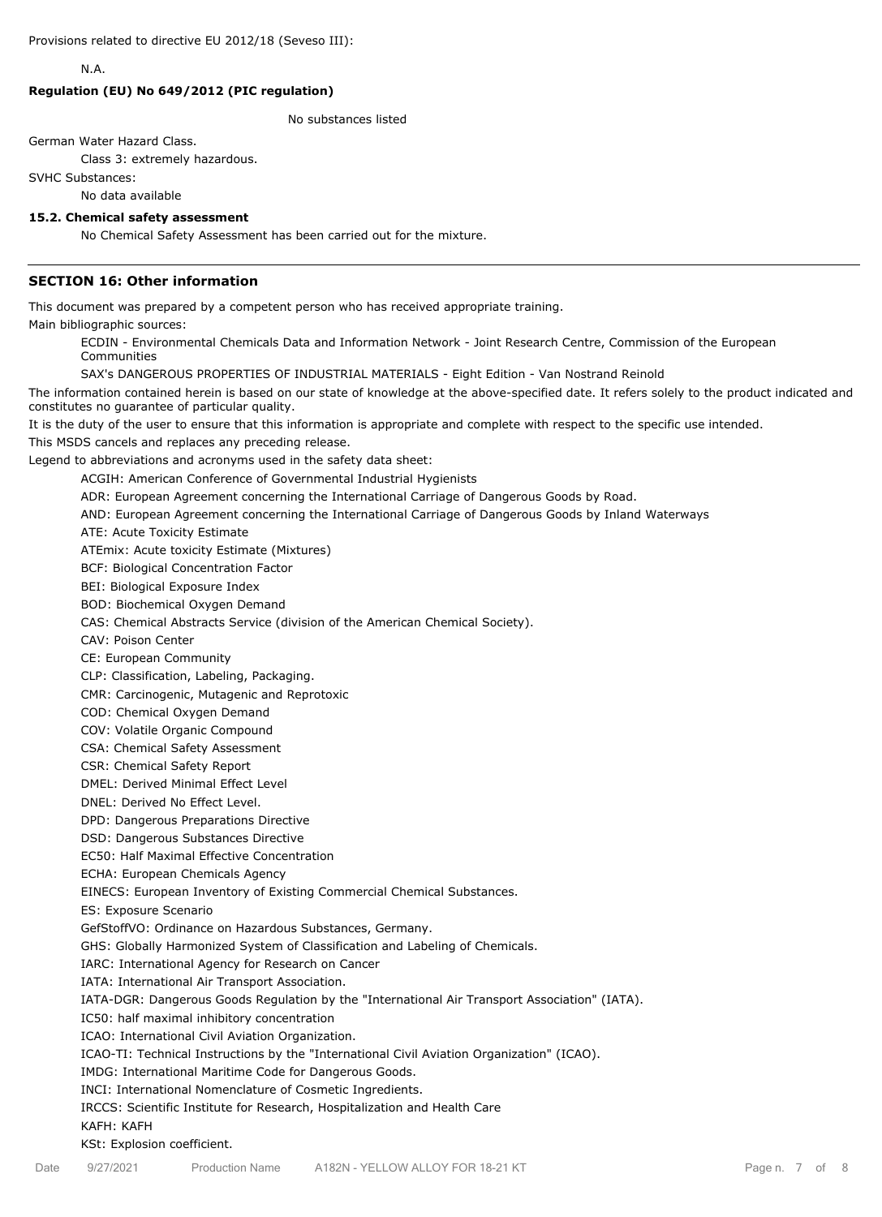Provisions related to directive EU 2012/18 (Seveso III):

N.A.

**Regulation (EU) No 649/2012 (PIC regulation)**

No substances listed

German Water Hazard Class.

Class 3: extremely hazardous.

SVHC Substances:

No data available

**15.2. Chemical safety assessment**

No Chemical Safety Assessment has been carried out for the mixture.

## SECTION 16: Other information

This document was prepared by a competent person who has received appropriate training.

Main bibliographic sources:

ECDIN - Environmental Chemicals Data and Information Network - Joint Research Centre, Commission of the European Communities

SAX's DANGEROUS PROPERTIES OF INDUSTRIAL MATERIALS - Eight Edition - Van Nostrand Reinold

The information contained herein is based on our state of knowledge at the above-specified date. It refers solely to the product indicated and constitutes no guarantee of particular quality.

It is the duty of the user to ensure that this information is appropriate and complete with respect to the specific use intended.

This MSDS cancels and replaces any preceding release.

Legend to abbreviations and acronyms used in the safety data sheet:

ACGIH: American Conference of Governmental Industrial Hygienists

ADR: European Agreement concerning the International Carriage of Dangerous Goods by Road.

AND: European Agreement concerning the International Carriage of Dangerous Goods by Inland Waterways

ATE: Acute Toxicity Estimate

ATEmix: Acute toxicity Estimate (Mixtures)

BCF: Biological Concentration Factor

BEI: Biological Exposure Index

BOD: Biochemical Oxygen Demand

CAS: Chemical Abstracts Service (division of the American Chemical Society).

CAV: Poison Center

CE: European Community

CLP: Classification, Labeling, Packaging.

CMR: Carcinogenic, Mutagenic and Reprotoxic

COD: Chemical Oxygen Demand

COV: Volatile Organic Compound

CSA: Chemical Safety Assessment

CSR: Chemical Safety Report

DMEL: Derived Minimal Effect Level

DNEL: Derived No Effect Level.

DPD: Dangerous Preparations Directive

DSD: Dangerous Substances Directive

EC50: Half Maximal Effective Concentration

ECHA: European Chemicals Agency

EINECS: European Inventory of Existing Commercial Chemical Substances.

ES: Exposure Scenario

GefStoffVO: Ordinance on Hazardous Substances, Germany.

GHS: Globally Harmonized System of Classification and Labeling of Chemicals.

IARC: International Agency for Research on Cancer

IATA: International Air Transport Association.

IATA-DGR: Dangerous Goods Regulation by the "International Air Transport Association" (IATA).

IC50: half maximal inhibitory concentration

ICAO: International Civil Aviation Organization.

ICAO-TI: Technical Instructions by the "International Civil Aviation Organization" (ICAO).

IMDG: International Maritime Code for Dangerous Goods.

INCI: International Nomenclature of Cosmetic Ingredients.

IRCCS: Scientific Institute for Research, Hospitalization and Health Care

KAFH: KAFH

KSt: Explosion coefficient.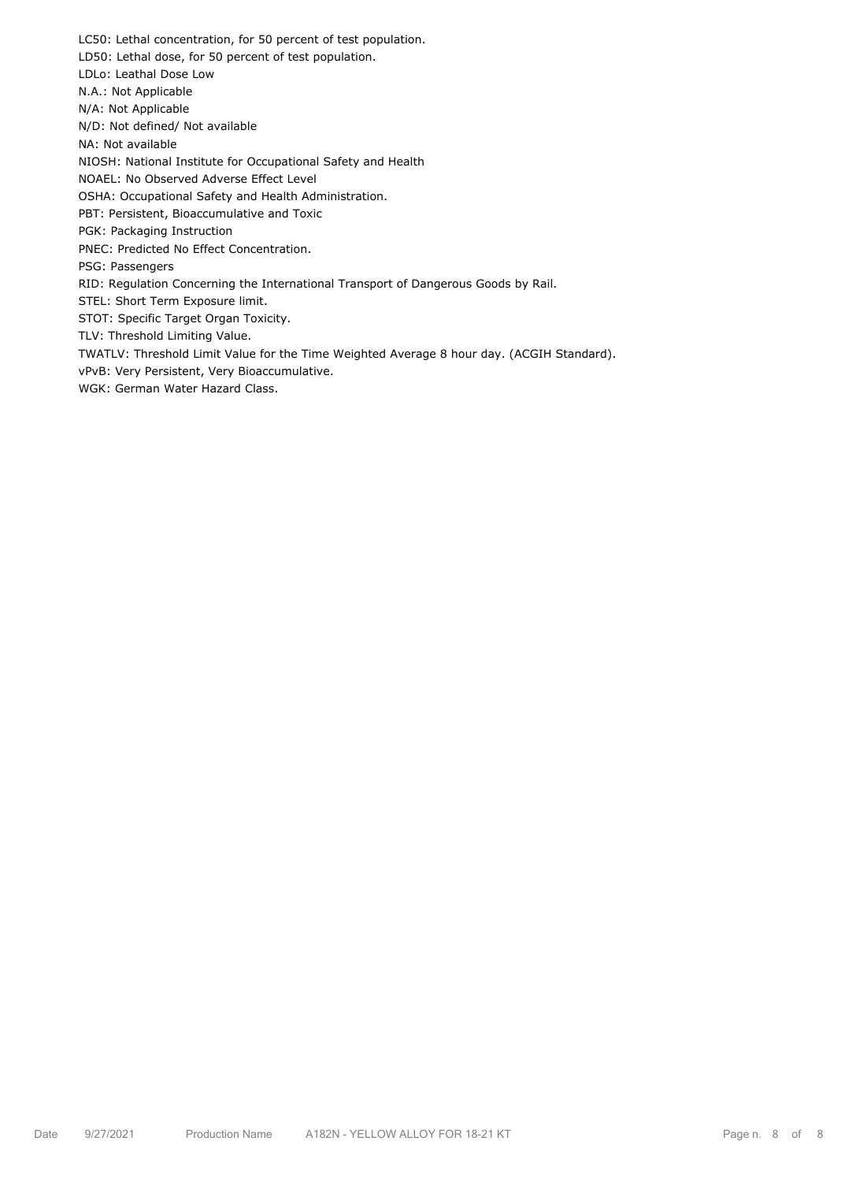LC50: Lethal concentration, for 50 percent of test population.

LD50: Lethal dose, for 50 percent of test population.

LDLo: Leathal Dose Low

N.A.: Not Applicable

N/A: Not Applicable

N/D: Not defined/ Not available

NA: Not available

NIOSH: National Institute for Occupational Safety and Health

NOAEL: No Observed Adverse Effect Level

OSHA: Occupational Safety and Health Administration.

PBT: Persistent, Bioaccumulative and Toxic

PGK: Packaging Instruction

PNEC: Predicted No Effect Concentration.

PSG: Passengers

RID: Regulation Concerning the International Transport of Dangerous Goods by Rail.

STEL: Short Term Exposure limit.

STOT: Specific Target Organ Toxicity.

TLV: Threshold Limiting Value.

TWATLV: Threshold Limit Value for the Time Weighted Average 8 hour day. (ACGIH Standard).

vPvB: Very Persistent, Very Bioaccumulative.

WGK: German Water Hazard Class.